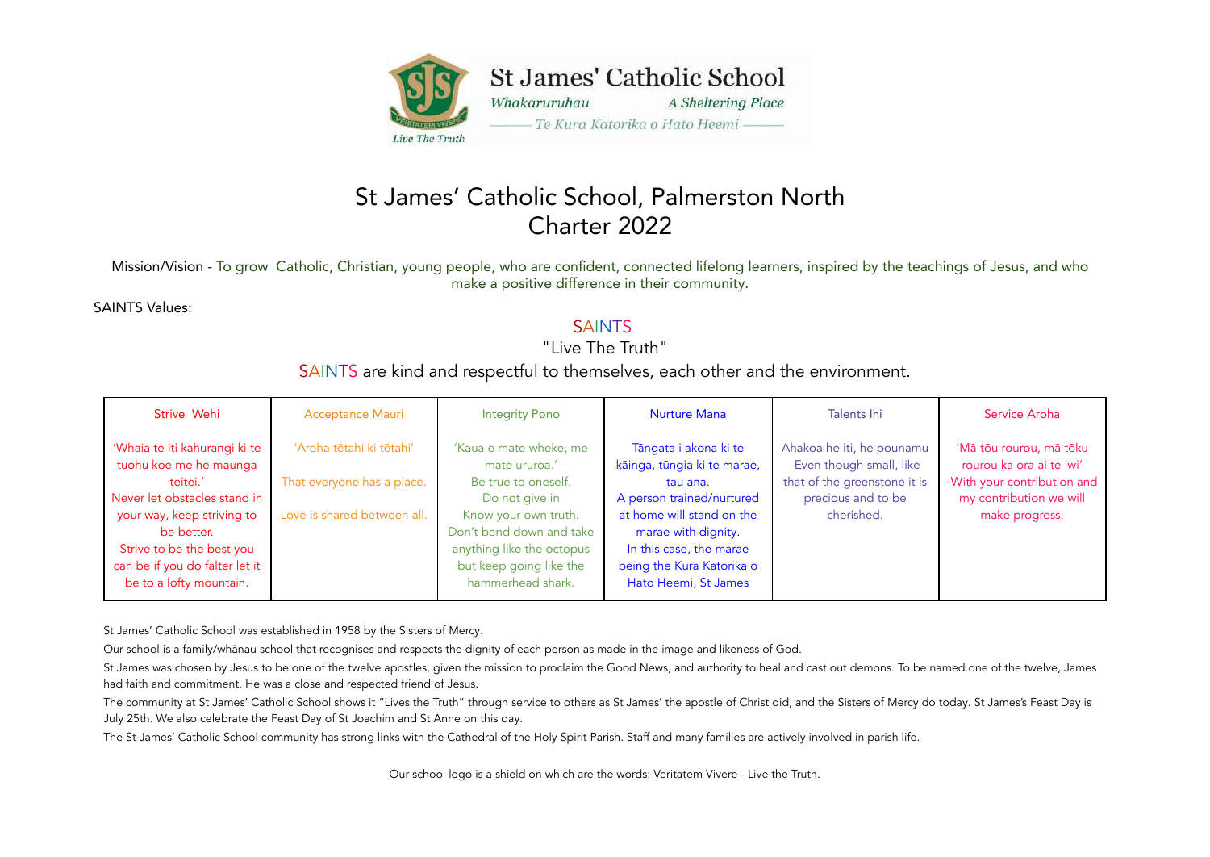St James' Catholic School

*Whakaruruhau* *A Sheltering Place*

*Te Kura Katorika o Hato Heemi*

Live The Truth

# St James' Catholic School, Palmerston North
# Charter 2022

Mission/Vision - To grow Catholic, Christian, young people, who are confident, connected lifelong learners, inspired by the teachings of Jesus, and who make a positive difference in their community.

SAINTS Values:

## SAINTS

"Live The Truth"

SAINTS are kind and respectful to themselves, each other and the environment.

| Strive Wehi | Acceptance Mauri | Integrity Pono | Nurture Mana | Talents Ihi | Service Aroha |
|---|---|---|---|---|---|
| 'Whaia te iti kahurangi ki te tuohu koe me he maunga teitei.' Never let obstacles stand in your way, keep striving to be better. Strive to be the best you can be if you do falter let it be to a lofty mountain. | 'Aroha tētahi ki tētahi' That everyone has a place. Love is shared between all. | 'Kaua e mate wheke, me mate ururoa.' Be true to oneself. Do not give in Know your own truth. Don't bend down and take anything like the octopus but keep going like the hammerhead shark. | Tāngata i akona ki te kāinga, tūngia ki te marae, tau ana. A person trained/nurtured at home will stand on the marae with dignity. In this case, the marae being the Kura Katorika o Hāto Heemi, St James | Ahakoa he iti, he pounamu -Even though small, like that of the greenstone it is precious and to be cherished. | 'Mā tōu rourou, mā tōku rourou ka ora ai te iwi' -With your contribution and my contribution we will make progress. |

St James' Catholic School was established in 1958 by the Sisters of Mercy.

Our school is a family/whānau school that recognises and respects the dignity of each person as made in the image and likeness of God.

St James was chosen by Jesus to be one of the twelve apostles, given the mission to proclaim the Good News, and authority to heal and cast out demons. To be named one of the twelve, James had faith and commitment. He was a close and respected friend of Jesus.

The community at St James' Catholic School shows it "Lives the Truth" through service to others as St James' the apostle of Christ did, and the Sisters of Mercy do today. St James's Feast Day is July 25th. We also celebrate the Feast Day of St Joachim and St Anne on this day.

The St James' Catholic School community has strong links with the Cathedral of the Holy Spirit Parish. Staff and many families are actively involved in parish life.

Our school logo is a shield on which are the words: Veritatem Vivere - Live the Truth.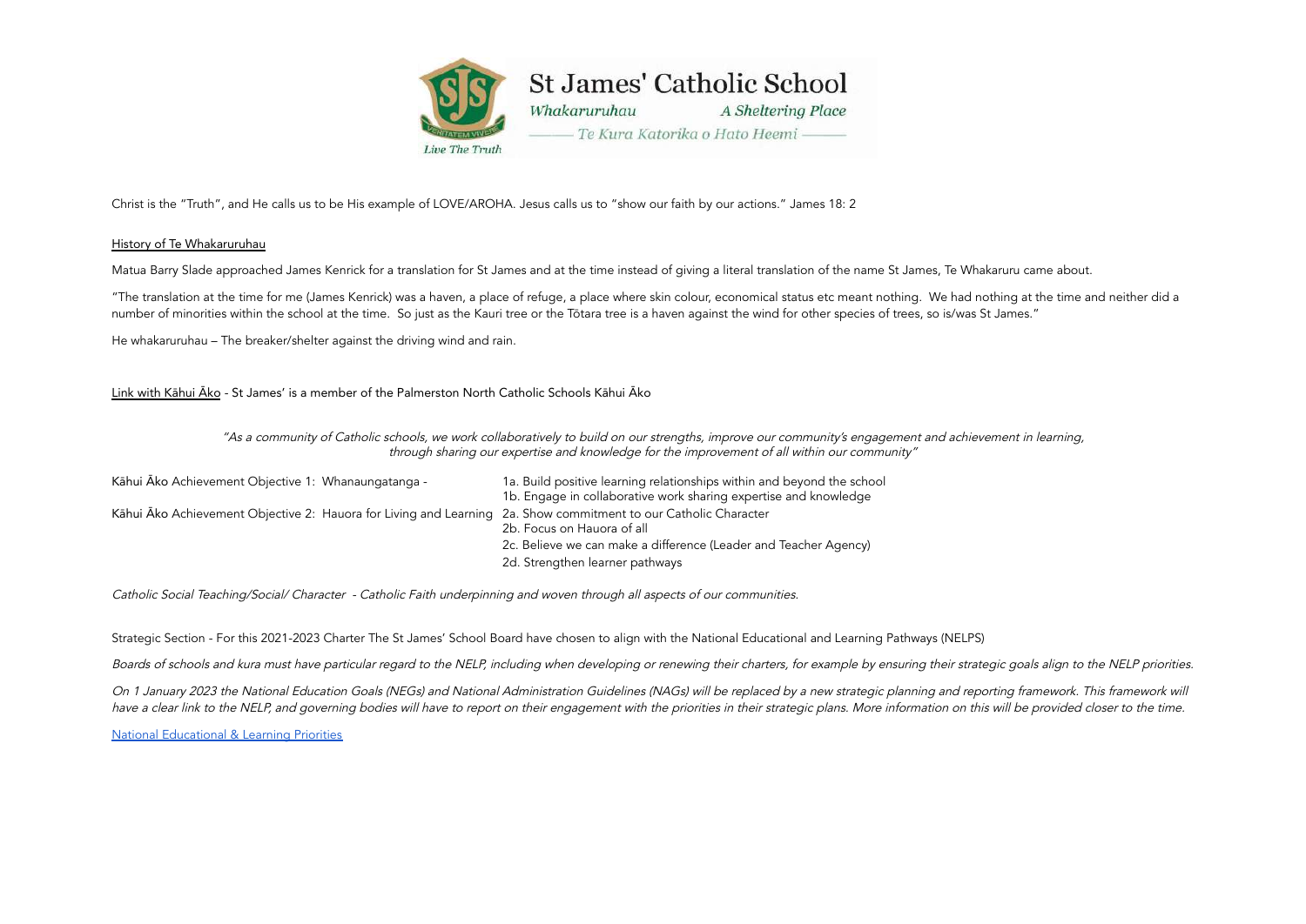# St James' Catholic School

*Whakaruruhau* *A Sheltering Place*

*Te Kura Katorika o Hato Heemi*

*Live The Truth*

Christ is the "Truth", and He calls us to be His example of LOVE/AROHA. Jesus calls us to "show our faith by our actions." James 18: 2

## History of Te Whakaruruhau

Matua Barry Slade approached James Kenrick for a translation for St James and at the time instead of giving a literal translation of the name St James, Te Whakaruru came about.

"The translation at the time for me (James Kenrick) was a haven, a place of refuge, a place where skin colour, economical status etc meant nothing. We had nothing at the time and neither did a number of minorities within the school at the time. So just as the Kauri tree or the Tōtara tree is a haven against the wind for other species of trees, so is/was St James."

He whakaruruhau – The breaker/shelter against the driving wind and rain.

## Link with Kāhui Āko

St James' is a member of the Palmerston North Catholic Schools Kāhui Āko

*"As a community of Catholic schools, we work collaboratively to build on our strengths, improve our community's engagement and achievement in learning, through sharing our expertise and knowledge for the improvement of all within our community"*

| | |
|---|---|
| Kāhui Āko Achievement Objective 1: Whanaungatanga - | 1a. Build positive learning relationships within and beyond the school<br>1b. Engage in collaborative work sharing expertise and knowledge |
| Kāhui Āko Achievement Objective 2: Hauora for Living and Learning | 2a. Show commitment to our Catholic Character<br>2b. Focus on Hauora of all<br>2c. Believe we can make a difference (Leader and Teacher Agency)<br>2d. Strengthen learner pathways |

*Catholic Social Teaching/Social/ Character - Catholic Faith underpinning and woven through all aspects of our communities.*

Strategic Section - For this 2021-2023 Charter The St James' School Board have chosen to align with the National Educational and Learning Pathways (NELPS)

*Boards of schools and kura must have particular regard to the NELP, including when developing or renewing their charters, for example by ensuring their strategic goals align to the NELP priorities.*

*On 1 January 2023 the National Education Goals (NEGs) and National Administration Guidelines (NAGs) will be replaced by a new strategic planning and reporting framework. This framework will have a clear link to the NELP, and governing bodies will have to report on their engagement with the priorities in their strategic plans. More information on this will be provided closer to the time.*

National Educational & Learning Priorities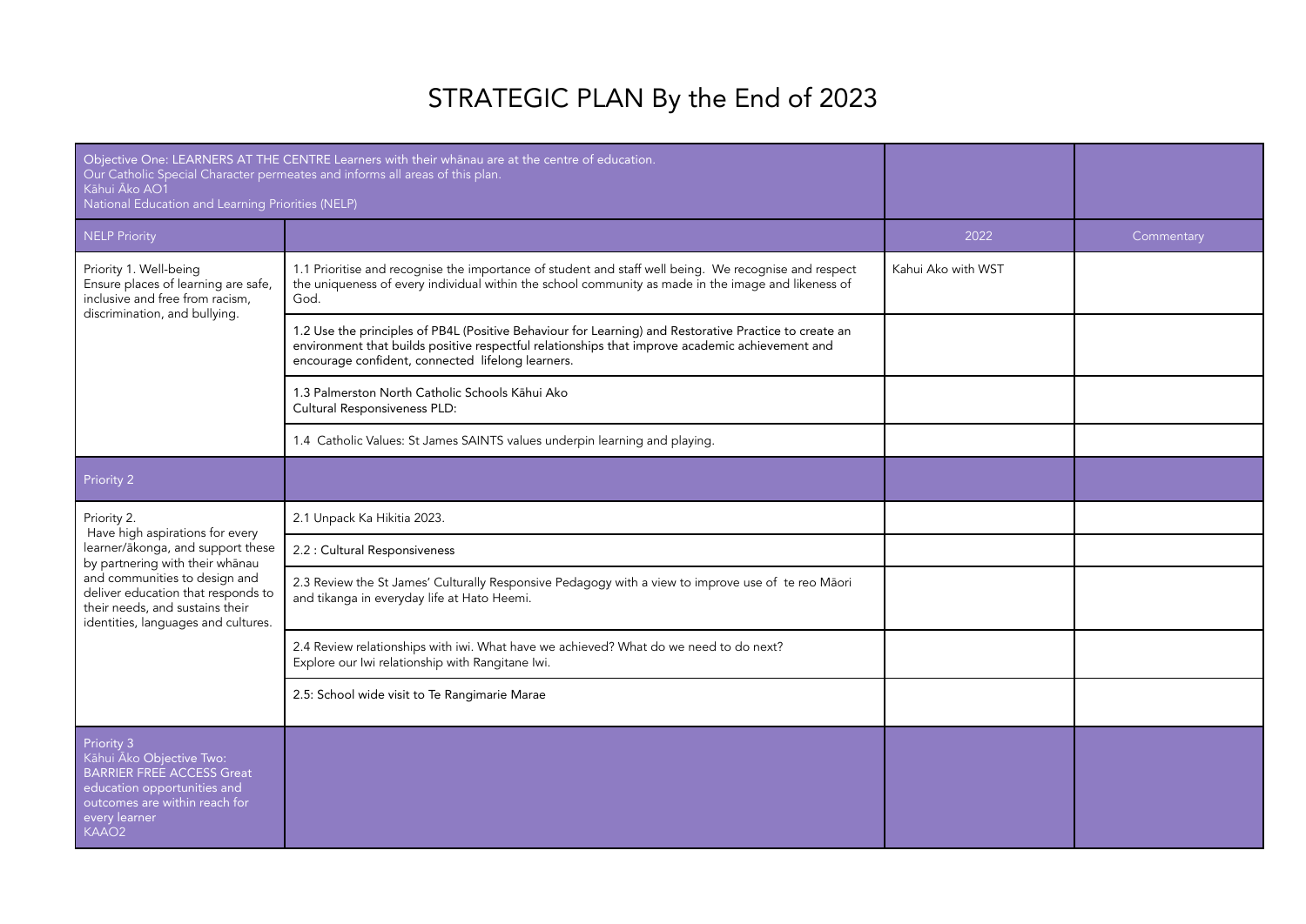# STRATEGIC PLAN By the End of 2023

| Objective One: LEARNERS AT THE CENTRE Learners with their whānau are at the centre of education.<br>Our Catholic Special Character permeates and informs all areas of this plan.<br>Kāhui Āko AO1<br>National Education and Learning Priorities (NELP) | | | |
|---|---|---|---|
| NELP Priority | | 2022 | Commentary |
| Priority 1. Well-being<br>Ensure places of learning are safe, inclusive and free from racism, discrimination, and bullying. | 1.1 Prioritise and recognise the importance of student and staff well being. We recognise and respect the uniqueness of every individual within the school community as made in the image and likeness of God. | Kahui Ako with WST | |
| | 1.2 Use the principles of PB4L (Positive Behaviour for Learning) and Restorative Practice to create an environment that builds positive respectful relationships that improve academic achievement and encourage confident, connected lifelong learners. | | |
| | 1.3 Palmerston North Catholic Schools Kāhui Ako<br>Cultural Responsiveness PLD: | | |
| | 1.4 Catholic Values: St James SAINTS values underpin learning and playing. | | |
| Priority 2 | | | |
| Priority 2.<br>Have high aspirations for every learner/ākonga, and support these by partnering with their whānau and communities to design and deliver education that responds to their needs, and sustains their identities, languages and cultures. | 2.1 Unpack Ka Hikitia 2023. | | |
| | 2.2 : Cultural Responsiveness | | |
| | 2.3 Review the St James' Culturally Responsive Pedagogy with a view to improve use of te reo Māori and tikanga in everyday life at Hato Heemi. | | |
| | 2.4 Review relationships with iwi. What have we achieved? What do we need to do next?<br>Explore our Iwi relationship with Rangitane Iwi. | | |
| | 2.5: School wide visit to Te Rangimarie Marae | | |
| Priority 3<br>Kāhui Āko Objective Two:<br>BARRIER FREE ACCESS Great education opportunities and outcomes are within reach for every learner<br>KAAO2 | | | |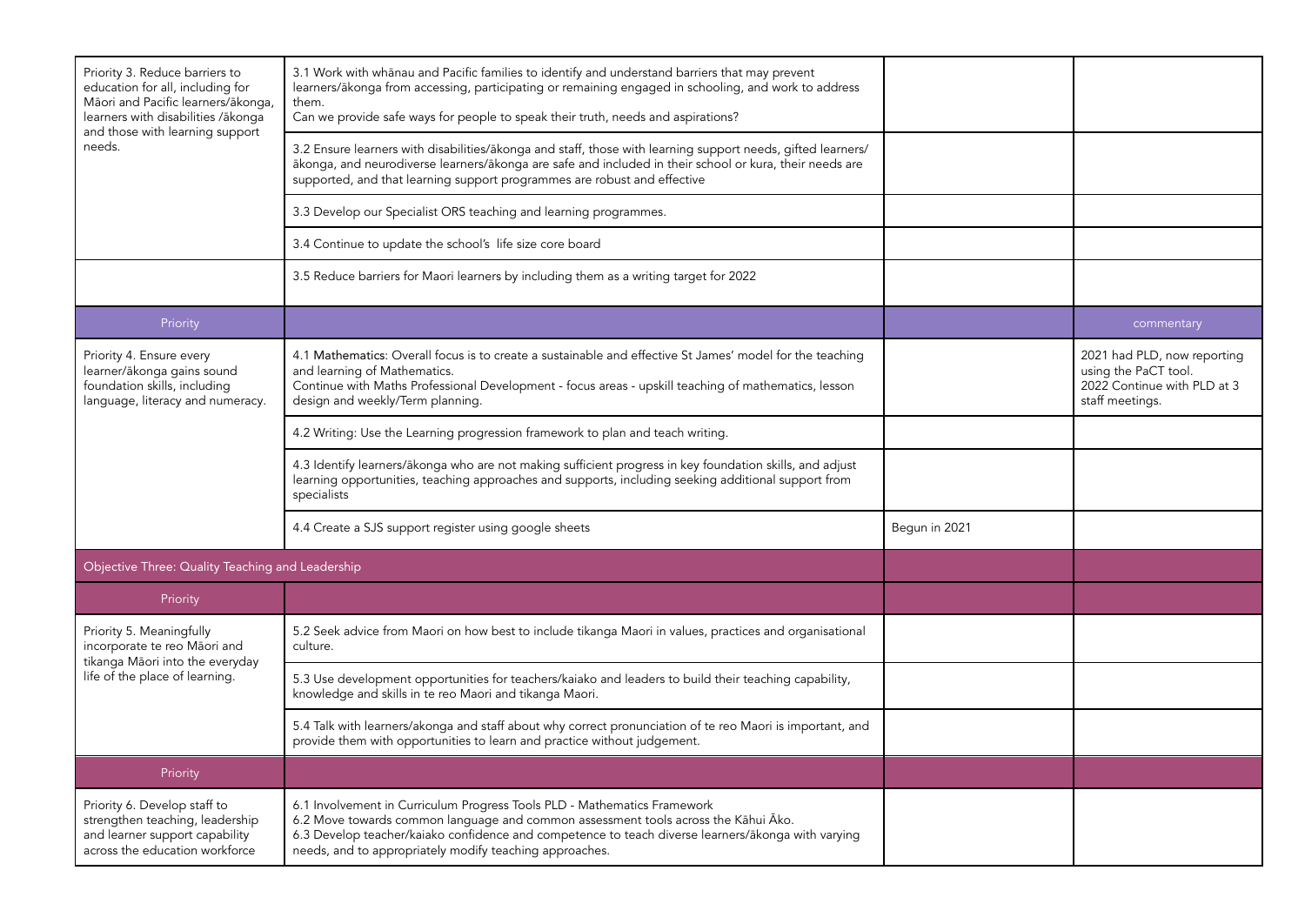| | | | |
|---|---|---|---|
| Priority 3. Reduce barriers to education for all, including for Māori and Pacific learners/ākonga, learners with disabilities /ākonga and those with learning support needs. | 3.1 Work with whānau and Pacific families to identify and understand barriers that may prevent learners/ākonga from accessing, participating or remaining engaged in schooling, and work to address them.<br>Can we provide safe ways for people to speak their truth, needs and aspirations? | | |
| | 3.2 Ensure learners with disabilities/ākonga and staff, those with learning support needs, gifted learners/ ākonga, and neurodiverse learners/ākonga are safe and included in their school or kura, their needs are supported, and that learning support programmes are robust and effective | | |
| | 3.3 Develop our Specialist ORS teaching and learning programmes. | | |
| | 3.4 Continue to update the school's life size core board | | |
| | 3.5 Reduce barriers for Maori learners by including them as a writing target for 2022 | | |
| Priority | | | commentary |
| Priority 4. Ensure every learner/ākonga gains sound foundation skills, including language, literacy and numeracy. | 4.1 Mathematics: Overall focus is to create a sustainable and effective St James' model for the teaching and learning of Mathematics.<br>Continue with Maths Professional Development - focus areas - upskill teaching of mathematics, lesson design and weekly/Term planning. | | 2021 had PLD, now reporting using the PaCT tool.<br>2022 Continue with PLD at 3 staff meetings. |
| | 4.2 Writing: Use the Learning progression framework to plan and teach writing. | | |
| | 4.3 Identify learners/ākonga who are not making sufficient progress in key foundation skills, and adjust learning opportunities, teaching approaches and supports, including seeking additional support from specialists | | |
| | 4.4 Create a SJS support register using google sheets | Begun in 2021 | |
| Objective Three: Quality Teaching and Leadership | | | |
| Priority | | | |
| Priority 5. Meaningfully incorporate te reo Māori and tikanga Māori into the everyday life of the place of learning. | 5.2 Seek advice from Maori on how best to include tikanga Maori in values, practices and organisational culture. | | |
| | 5.3 Use development opportunities for teachers/kaiako and leaders to build their teaching capability, knowledge and skills in te reo Maori and tikanga Maori. | | |
| | 5.4 Talk with learners/akonga and staff about why correct pronunciation of te reo Maori is important, and provide them with opportunities to learn and practice without judgement. | | |
| Priority | | | |
| Priority 6. Develop staff to strengthen teaching, leadership and learner support capability across the education workforce | 6.1 Involvement in Curriculum Progress Tools PLD - Mathematics Framework<br>6.2 Move towards common language and common assessment tools across the Kāhui Āko.<br>6.3 Develop teacher/kaiako confidence and competence to teach diverse learners/ākonga with varying needs, and to appropriately modify teaching approaches. | | |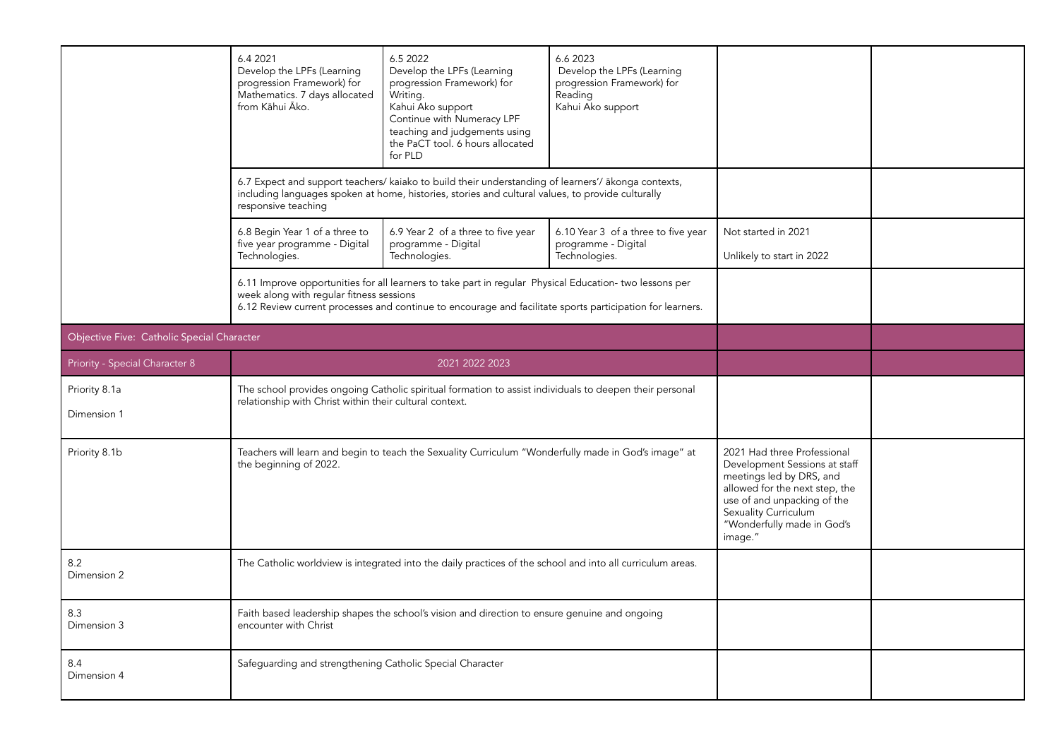| | | | | | |
|---|---|---|---|---|---|
| | 6.4 2021 Develop the LPFs (Learning progression Framework) for Mathematics. 7 days allocated from Kāhui Āko. | 6.5 2022 Develop the LPFs (Learning progression Framework) for Writing. Kahui Ako support Continue with Numeracy LPF teaching and judgements using the PaCT tool. 6 hours allocated for PLD | 6.6 2023 Develop the LPFs (Learning progression Framework) for Reading Kahui Ako support | | |
| | 6.7 Expect and support teachers/ kaiako to build their understanding of learners'/ ākonga contexts, including languages spoken at home, histories, stories and cultural values, to provide culturally responsive teaching | | | | |
| | 6.8 Begin Year 1 of a three to five year programme - Digital Technologies. | 6.9 Year 2 of a three to five year programme - Digital Technologies. | 6.10 Year 3 of a three to five year programme - Digital Technologies. | Not started in 2021<br><br>Unlikely to start in 2022 | |
| | 6.11 Improve opportunities for all learners to take part in regular Physical Education- two lessons per week along with regular fitness sessions<br>6.12 Review current processes and continue to encourage and facilitate sports participation for learners. | | | | |
| Objective Five: Catholic Special Character | | | | | |
| Priority - Special Character 8 | 2021 2022 2023 | | | | |
| Priority 8.1a<br><br>Dimension 1 | The school provides ongoing Catholic spiritual formation to assist individuals to deepen their personal relationship with Christ within their cultural context. | | | | |
| Priority 8.1b | Teachers will learn and begin to teach the Sexuality Curriculum "Wonderfully made in God's image" at the beginning of 2022. | | | 2021 Had three Professional Development Sessions at staff meetings led by DRS, and allowed for the next step, the use of and unpacking of the Sexuality Curriculum "Wonderfully made in God's image." | |
| 8.2<br>Dimension 2 | The Catholic worldview is integrated into the daily practices of the school and into all curriculum areas. | | | | |
| 8.3<br>Dimension 3 | Faith based leadership shapes the school's vision and direction to ensure genuine and ongoing encounter with Christ | | | | |
| 8.4<br>Dimension 4 | Safeguarding and strengthening Catholic Special Character | | | | |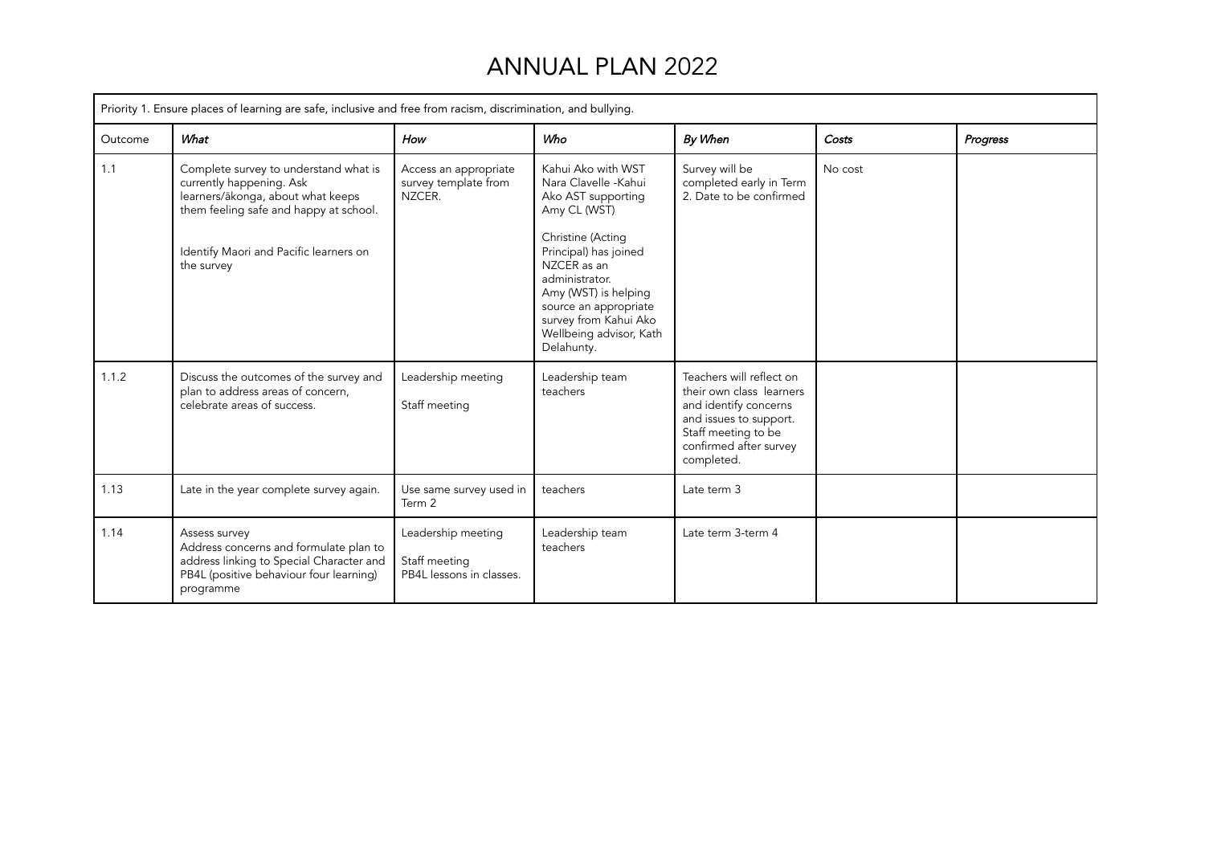# ANNUAL PLAN 2022

| Priority 1. Ensure places of learning are safe, inclusive and free from racism, discrimination, and bullying. | | | | | | |
|---|---|---|---|---|---|---|
| Outcome | *What* | *How* | *Who* | *By When* | *Costs* | *Progress* |
| 1.1 | Complete survey to understand what is currently happening. Ask learners/ākonga, about what keeps them feeling safe and happy at school.<br><br>Identify Maori and Pacific learners on the survey | Access an appropriate survey template from NZCER. | Kahui Ako with WST Nara Clavelle -Kahui Ako AST supporting Amy CL (WST)<br><br>Christine (Acting Principal) has joined NZCER as an administrator.<br>Amy (WST) is helping source an appropriate survey from Kahui Ako Wellbeing advisor, Kath Delahunty. | Survey will be completed early in Term 2. Date to be confirmed | No cost | |
| 1.1.2 | Discuss the outcomes of the survey and plan to address areas of concern, celebrate areas of success. | Leadership meeting<br><br>Staff meeting | Leadership team teachers | Teachers will reflect on their own class learners and identify concerns and issues to support. Staff meeting to be confirmed after survey completed. | | |
| 1.13 | Late in the year complete survey again. | Use same survey used in Term 2 | teachers | Late term 3 | | |
| 1.14 | Assess survey<br>Address concerns and formulate plan to address linking to Special Character and PB4L (positive behaviour four learning) programme | Leadership meeting<br><br>Staff meeting<br>PB4L lessons in classes. | Leadership team teachers | Late term 3-term 4 | | |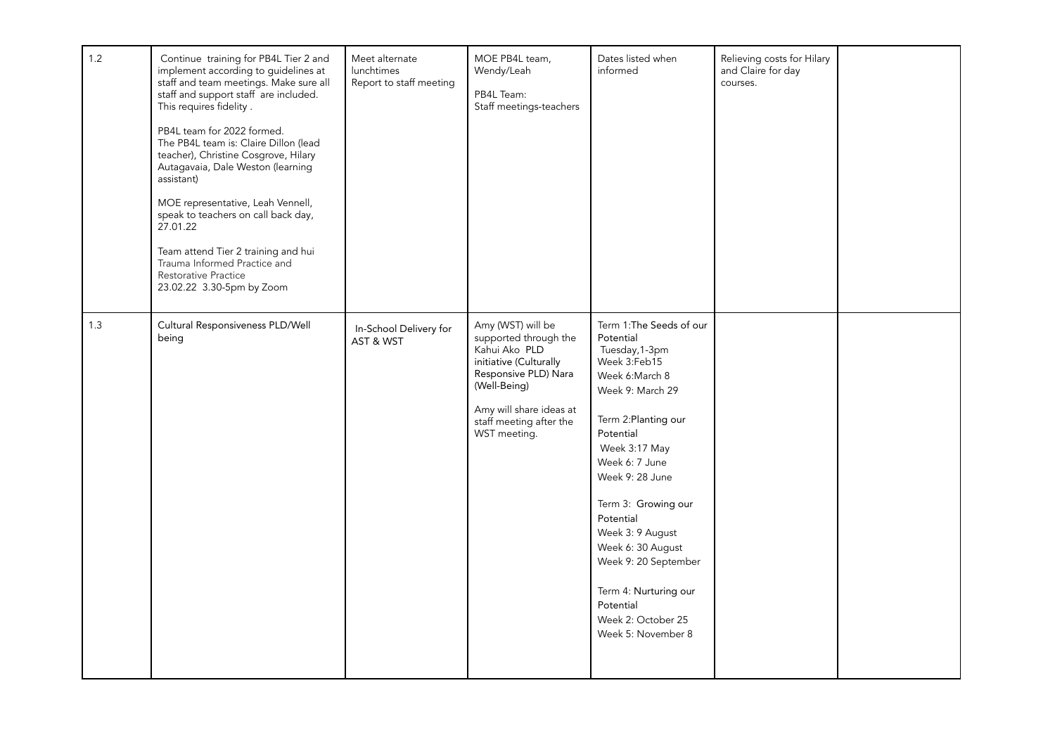| | | | | | | |
|---|---|---|---|---|---|---|
| 1.2 | Continue training for PB4L Tier 2 and implement according to guidelines at staff and team meetings. Make sure all staff and support staff are included. This requires fidelity .<br><br>PB4L team for 2022 formed.<br>The PB4L team is: Claire Dillon (lead teacher), Christine Cosgrove, Hilary Autagavaia, Dale Weston (learning assistant)<br><br>MOE representative, Leah Vennell, speak to teachers on call back day, 27.01.22<br><br>Team attend Tier 2 training and hui Trauma Informed Practice and Restorative Practice<br>23.02.22 3.30-5pm by Zoom | Meet alternate lunchtimes<br>Report to staff meeting | MOE PB4L team, Wendy/Leah<br><br>PB4L Team:<br>Staff meetings-teachers | Dates listed when informed | Relieving costs for Hilary and Claire for day courses. | |
| 1.3 | Cultural Responsiveness PLD/Well being | In-School Delivery for AST & WST | Amy (WST) will be supported through the Kahui Ako PLD initiative (Culturally Responsive PLD) Nara (Well-Being)<br><br>Amy will share ideas at staff meeting after the WST meeting. | Term 1:The Seeds of our Potential<br>Tuesday,1-3pm<br>Week 3:Feb15<br>Week 6:March 8<br>Week 9: March 29<br><br>Term 2:Planting our Potential<br>Week 3:17 May<br>Week 6: 7 June<br>Week 9: 28 June<br><br>Term 3: Growing our Potential<br>Week 3: 9 August<br>Week 6: 30 August<br>Week 9: 20 September<br><br>Term 4: Nurturing our Potential<br>Week 2: October 25<br>Week 5: November 8 | | |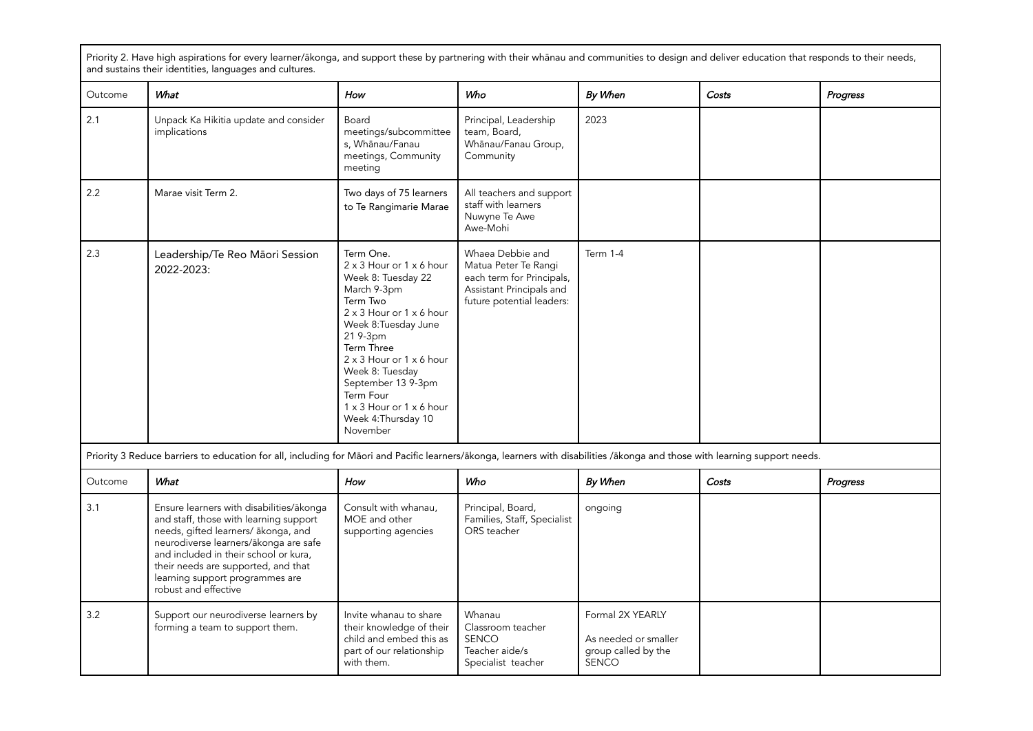Priority 2. Have high aspirations for every learner/ākonga, and support these by partnering with their whānau and communities to design and deliver education that responds to their needs, and sustains their identities, languages and cultures.

| Outcome | *What* | *How* | *Who* | *By When* | *Costs* | *Progress* |
|---|---|---|---|---|---|---|
| 2.1 | Unpack Ka Hikitia update and consider implications | Board meetings/subcommittees, Whānau/Fanau meetings, Community meeting | Principal, Leadership team, Board, Whānau/Fanau Group, Community | 2023 | | |
| 2.2 | Marae visit Term 2. | Two days of 75 learners to Te Rangimarie Marae | All teachers and support staff with learners Nuwyne Te Awe Awe-Mohi | | | |
| 2.3 | Leadership/Te Reo Māori Session 2022-2023: | Term One. 2 x 3 Hour or 1 x 6 hour Week 8: Tuesday 22 March 9-3pm Term Two 2 x 3 Hour or 1 x 6 hour Week 8:Tuesday June 21 9-3pm Term Three 2 x 3 Hour or 1 x 6 hour Week 8: Tuesday September 13 9-3pm Term Four 1 x 3 Hour or 1 x 6 hour Week 4:Thursday 10 November | Whaea Debbie and Matua Peter Te Rangi each term for Principals, Assistant Principals and future potential leaders: | Term 1-4 | | |

Priority 3 Reduce barriers to education for all, including for Māori and Pacific learners/ākonga, learners with disabilities /ākonga and those with learning support needs.

| Outcome | *What* | *How* | *Who* | *By When* | *Costs* | *Progress* |
|---|---|---|---|---|---|---|
| 3.1 | Ensure learners with disabilities/ākonga and staff, those with learning support needs, gifted learners/ ākonga, and neurodiverse learners/ākonga are safe and included in their school or kura, their needs are supported, and that learning support programmes are robust and effective | Consult with whanau, MOE and other supporting agencies | Principal, Board, Families, Staff, Specialist ORS teacher | ongoing | | |
| 3.2 | Support our neurodiverse learners by forming a team to support them. | Invite whanau to share their knowledge of their child and embed this as part of our relationship with them. | Whanau Classroom teacher SENCO Teacher aide/s Specialist teacher | Formal 2X YEARLY As needed or smaller group called by the SENCO | | |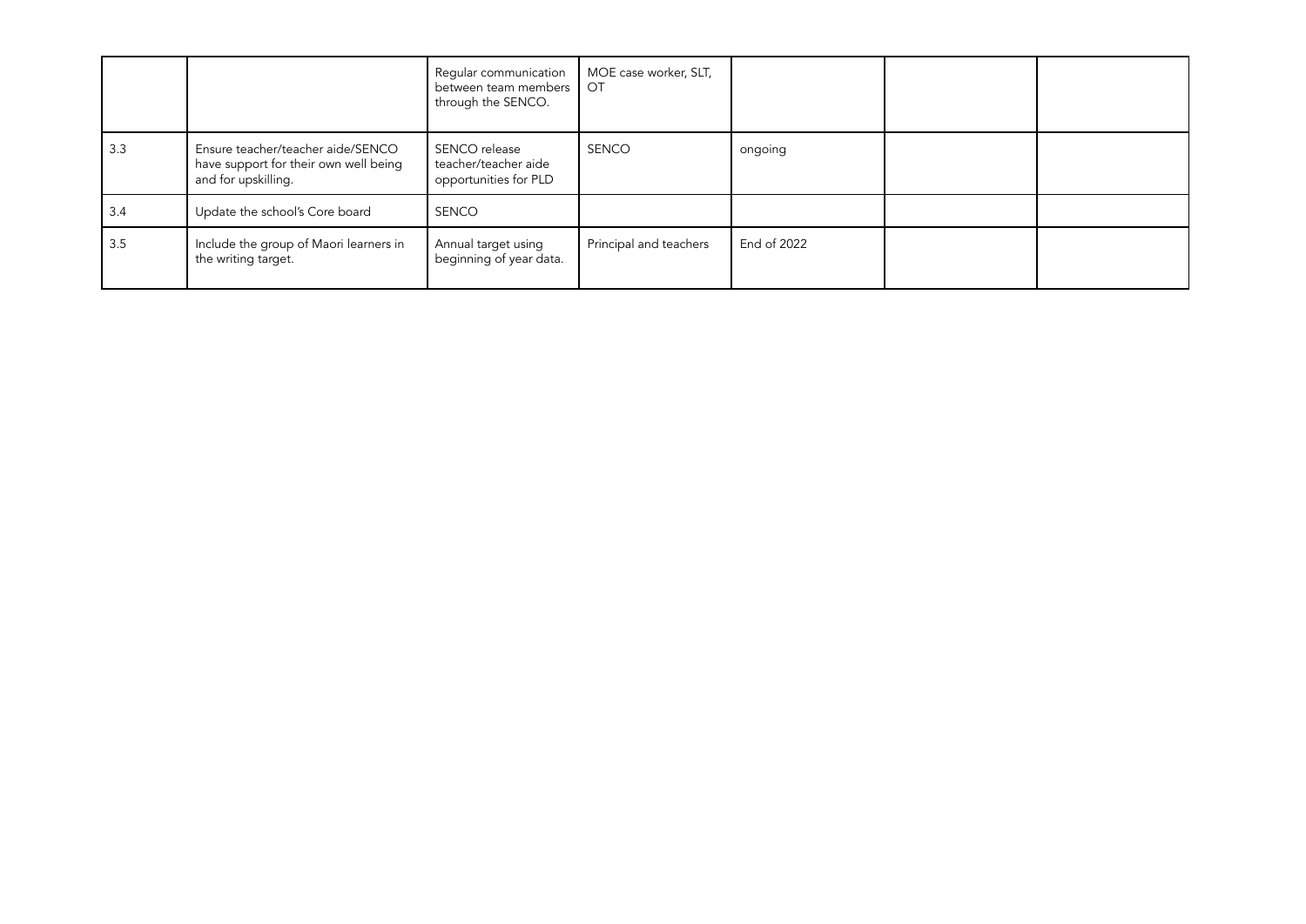| | | | | | | |
|---|---|---|---|---|---|---|
| | | Regular communication between team members through the SENCO. | MOE case worker, SLT, OT | | | |
| 3.3 | Ensure teacher/teacher aide/SENCO have support for their own well being and for upskilling. | SENCO release teacher/teacher aide opportunities for PLD | SENCO | ongoing | | |
| 3.4 | Update the school's Core board | SENCO | | | | |
| 3.5 | Include the group of Maori learners in the writing target. | Annual target using beginning of year data. | Principal and teachers | End of 2022 | | |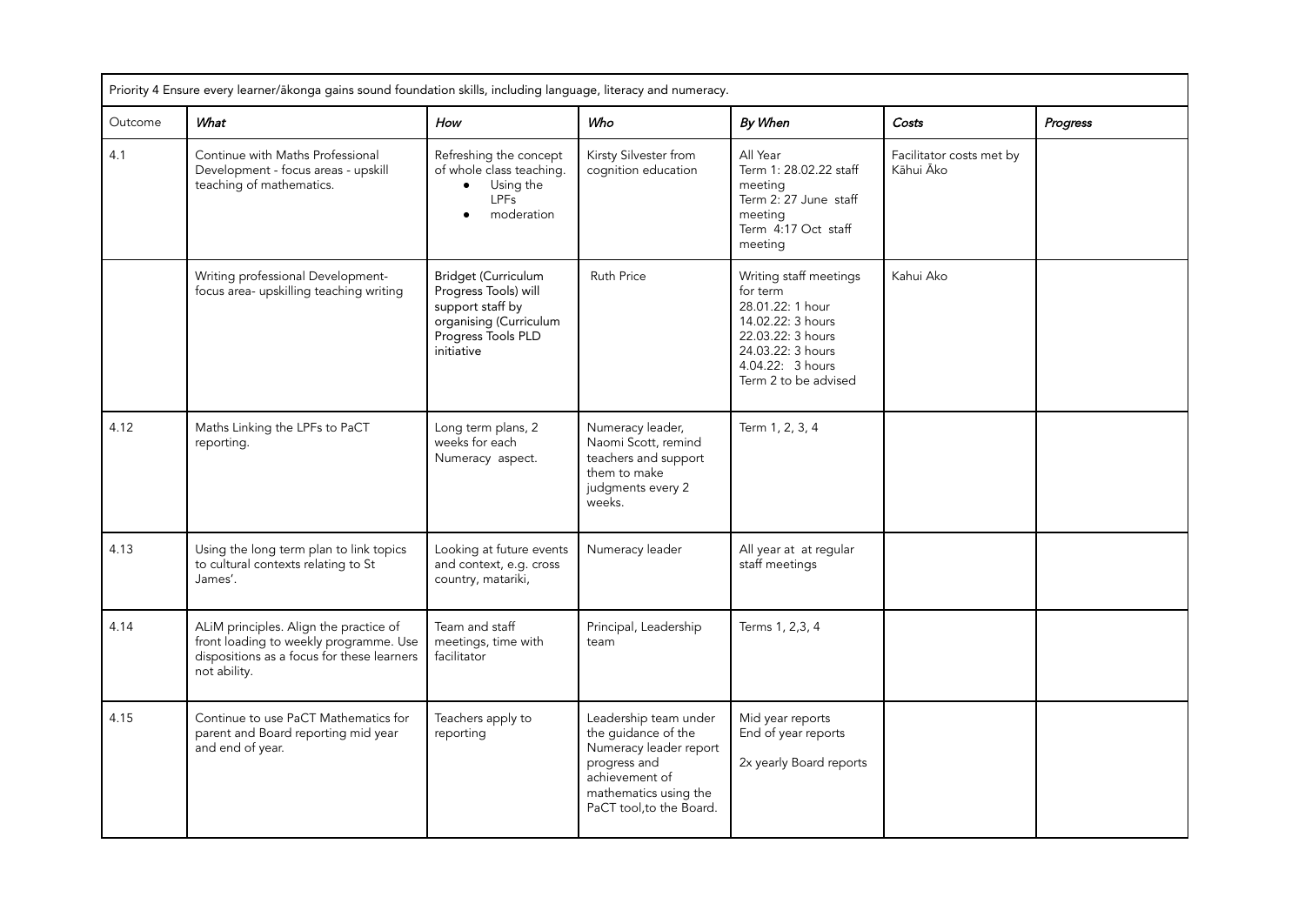| Priority 4 Ensure every learner/ākonga gains sound foundation skills, including language, literacy and numeracy. | | | | | | |
|---|---|---|---|---|---|---|
| Outcome | *What* | *How* | *Who* | *By When* | *Costs* | *Progress* |
| 4.1 | Continue with Maths Professional Development - focus areas - upskill teaching of mathematics. | Refreshing the concept of whole class teaching. <br>● Using the LPFs <br>● moderation | Kirsty Silvester from cognition education | All Year <br>Term 1: 28.02.22 staff meeting <br>Term 2: 27 June staff meeting <br>Term 4:17 Oct staff meeting | Facilitator costs met by Kāhui Āko | |
| | Writing professional Development- focus area- upskilling teaching writing | Bridget (Curriculum Progress Tools) will support staff by organising (Curriculum Progress Tools PLD initiative | Ruth Price | Writing staff meetings for term <br>28.01.22: 1 hour <br>14.02.22: 3 hours <br>22.03.22: 3 hours <br>24.03.22: 3 hours <br>4.04.22: 3 hours <br>Term 2 to be advised | Kahui Ako | |
| 4.12 | Maths Linking the LPFs to PaCT reporting. | Long term plans, 2 weeks for each Numeracy aspect. | Numeracy leader, Naomi Scott, remind teachers and support them to make judgments every 2 weeks. | Term 1, 2, 3, 4 | | |
| 4.13 | Using the long term plan to link topics to cultural contexts relating to St James'. | Looking at future events and context, e.g. cross country, matariki, | Numeracy leader | All year at at regular staff meetings | | |
| 4.14 | ALiM principles. Align the practice of front loading to weekly programme. Use dispositions as a focus for these learners not ability. | Team and staff meetings, time with facilitator | Principal, Leadership team | Terms 1, 2,3, 4 | | |
| 4.15 | Continue to use PaCT Mathematics for parent and Board reporting mid year and end of year. | Teachers apply to reporting | Leadership team under the guidance of the Numeracy leader report progress and achievement of mathematics using the PaCT tool,to the Board. | Mid year reports <br>End of year reports <br><br>2x yearly Board reports | | |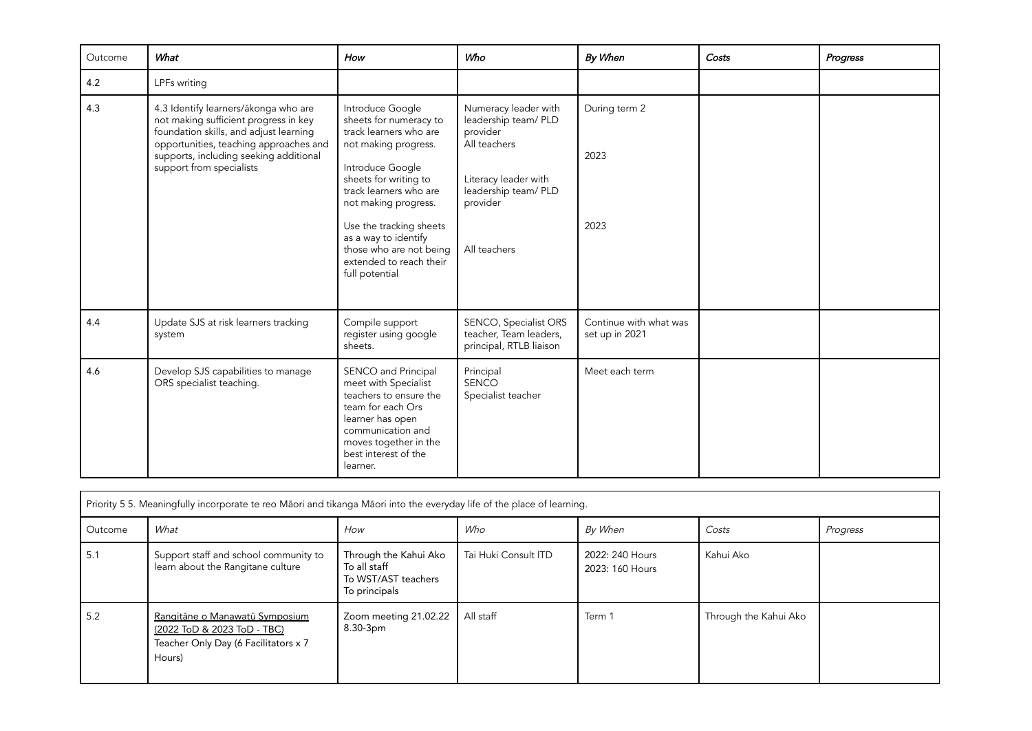| Outcome | *What* | *How* | *Who* | *By When* | *Costs* | *Progress* |
|---|---|---|---|---|---|---|
| 4.2 | LPFs writing | | | | | |
| 4.3 | 4.3 Identify learners/ākonga who are not making sufficient progress in key foundation skills, and adjust learning opportunities, teaching approaches and supports, including seeking additional support from specialists | Introduce Google sheets for numeracy to track learners who are not making progress.<br><br>Introduce Google sheets for writing to track learners who are not making progress.<br><br>Use the tracking sheets as a way to identify those who are not being extended to reach their full potential | Numeracy leader with leadership team/ PLD provider<br>All teachers<br><br>Literacy leader with leadership team/ PLD provider<br><br>All teachers | During term 2<br><br>2023<br><br>2023 | | |
| 4.4 | Update SJS at risk learners tracking system | Compile support register using google sheets. | SENCO, Specialist ORS teacher, Team leaders, principal, RTLB liaison | Continue with what was set up in 2021 | | |
| 4.6 | Develop SJS capabilities to manage ORS specialist teaching. | SENCO and Principal meet with Specialist teachers to ensure the team for each Ors learner has open communication and moves together in the best interest of the learner. | Principal<br>SENCO<br>Specialist teacher | Meet each term | | |

| Priority 5 5. Meaningfully incorporate te reo Māori and tikanga Māori into the everyday life of the place of learning. | | | | | | |
|---|---|---|---|---|---|---|
| Outcome | *What* | *How* | *Who* | *By When* | *Costs* | *Progress* |
| 5.1 | Support staff and school community to learn about the Rangitane culture | Through the Kahui Ako<br>To all staff<br>To WST/AST teachers<br>To principals | Tai Huki Consult ITD | 2022: 240 Hours<br>2023: 160 Hours | Kahui Ako | |
| 5.2 | Rangitāne o Manawatū Symposium (2022 ToD & 2023 ToD - TBC)<br>Teacher Only Day (6 Facilitators x 7 Hours) | Zoom meeting 21.02.22 8.30-3pm | All staff | Term 1 | Through the Kahui Ako | |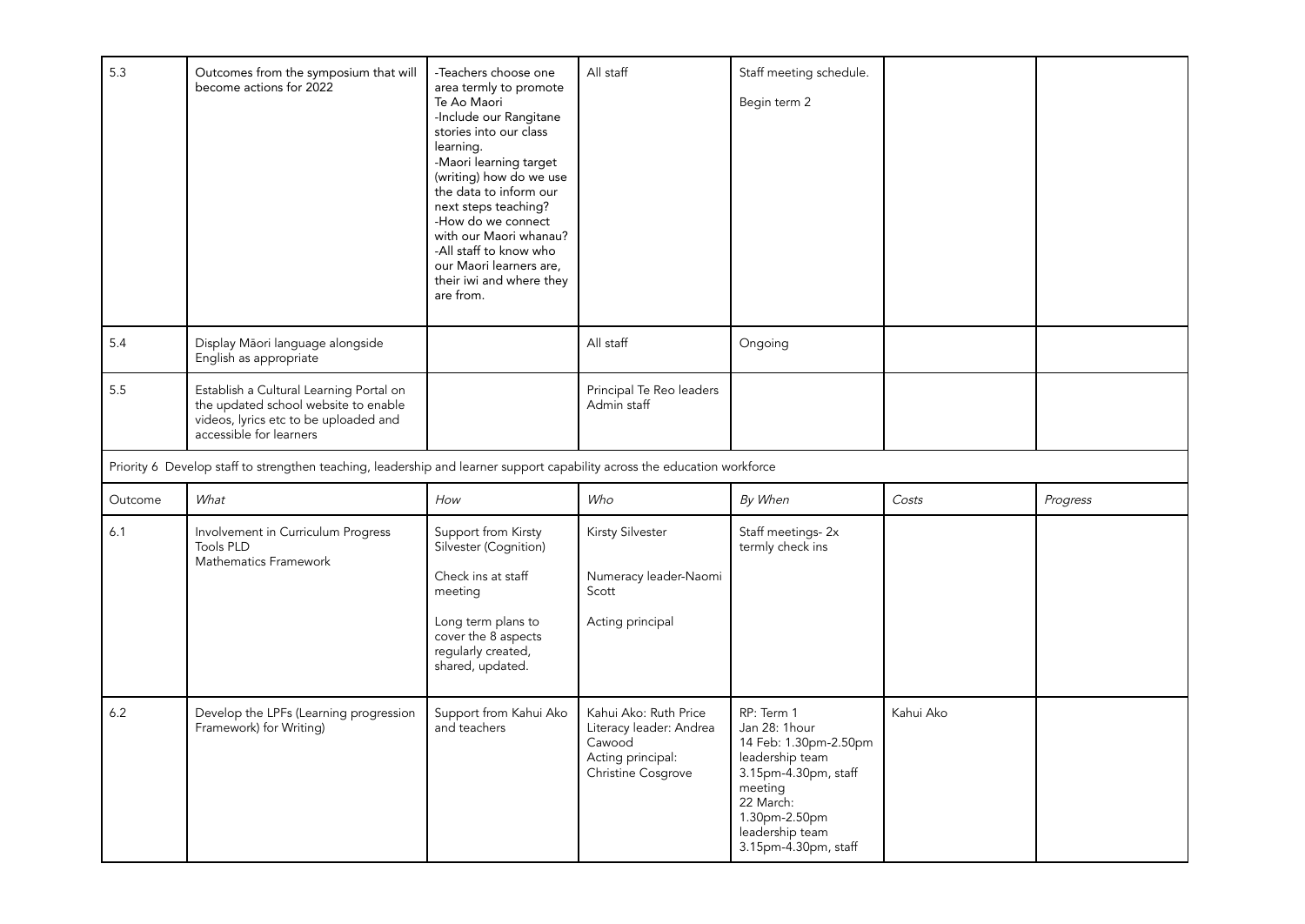| | | | | | | |
|---|---|---|---|---|---|---|
| 5.3 | Outcomes from the symposium that will become actions for 2022 | -Teachers choose one area termly to promote Te Ao Maori<br>-Include our Rangitane stories into our class learning.<br>-Maori learning target (writing) how do we use the data to inform our next steps teaching?<br>-How do we connect with our Maori whanau?<br>-All staff to know who our Maori learners are, their iwi and where they are from. | All staff | Staff meeting schedule.<br><br>Begin term 2 | | |
| 5.4 | Display Māori language alongside English as appropriate | | All staff | Ongoing | | |
| 5.5 | Establish a Cultural Learning Portal on the updated school website to enable videos, lyrics etc to be uploaded and accessible for learners | | Principal Te Reo leaders Admin staff | | | |
| Priority 6 Develop staff to strengthen teaching, leadership and learner support capability across the education workforce | | | | | | |
| Outcome | *What* | *How* | *Who* | *By When* | *Costs* | *Progress* |
| 6.1 | Involvement in Curriculum Progress Tools PLD<br>Mathematics Framework | Support from Kirsty Silvester (Cognition)<br><br>Check ins at staff meeting<br><br>Long term plans to cover the 8 aspects regularly created, shared, updated. | Kirsty Silvester<br><br>Numeracy leader-Naomi Scott<br><br>Acting principal | Staff meetings- 2x termly check ins | | |
| 6.2 | Develop the LPFs (Learning progression Framework) for Writing) | Support from Kahui Ako and teachers | Kahui Ako: Ruth Price<br>Literacy leader: Andrea Cawood<br>Acting principal: Christine Cosgrove | RP: Term 1<br>Jan 28: 1hour<br>14 Feb: 1.30pm-2.50pm leadership team<br>3.15pm-4.30pm, staff meeting<br>22 March: 1.30pm-2.50pm leadership team<br>3.15pm-4.30pm, staff | Kahui Ako | |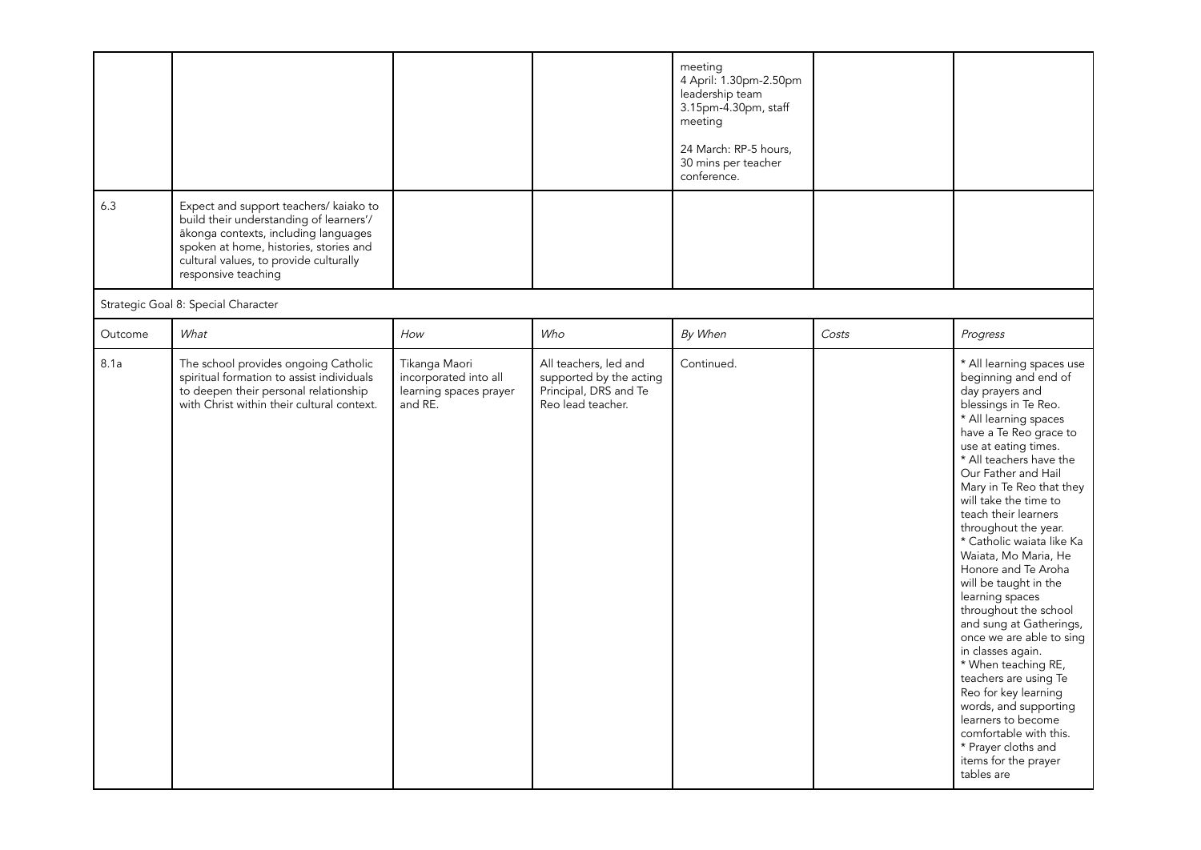| | | | | | | |
|---|---|---|---|---|---|---|
| | | | | meeting<br>4 April: 1.30pm-2.50pm leadership team<br>3.15pm-4.30pm, staff meeting<br><br>24 March: RP-5 hours, 30 mins per teacher conference. | | |
| 6.3 | Expect and support teachers/ kaiako to build their understanding of learners'/ ākonga contexts, including languages spoken at home, histories, stories and cultural values, to provide culturally responsive teaching | | | | | |

Strategic Goal 8: Special Character

| Outcome | *What* | *How* | *Who* | *By When* | *Costs* | *Progress* |
|---|---|---|---|---|---|---|
| 8.1a | The school provides ongoing Catholic spiritual formation to assist individuals to deepen their personal relationship with Christ within their cultural context. | Tikanga Maori incorporated into all learning spaces prayer and RE. | All teachers, led and supported by the acting Principal, DRS and Te Reo lead teacher. | Continued. | | * All learning spaces use beginning and end of day prayers and blessings in Te Reo.<br>* All learning spaces have a Te Reo grace to use at eating times.<br>* All teachers have the Our Father and Hail Mary in Te Reo that they will take the time to teach their learners throughout the year.<br>* Catholic waiata like Ka Waiata, Mo Maria, He Honore and Te Aroha will be taught in the learning spaces throughout the school and sung at Gatherings, once we are able to sing in classes again.<br>* When teaching RE, teachers are using Te Reo for key learning words, and supporting learners to become comfortable with this.<br>* Prayer cloths and items for the prayer tables are |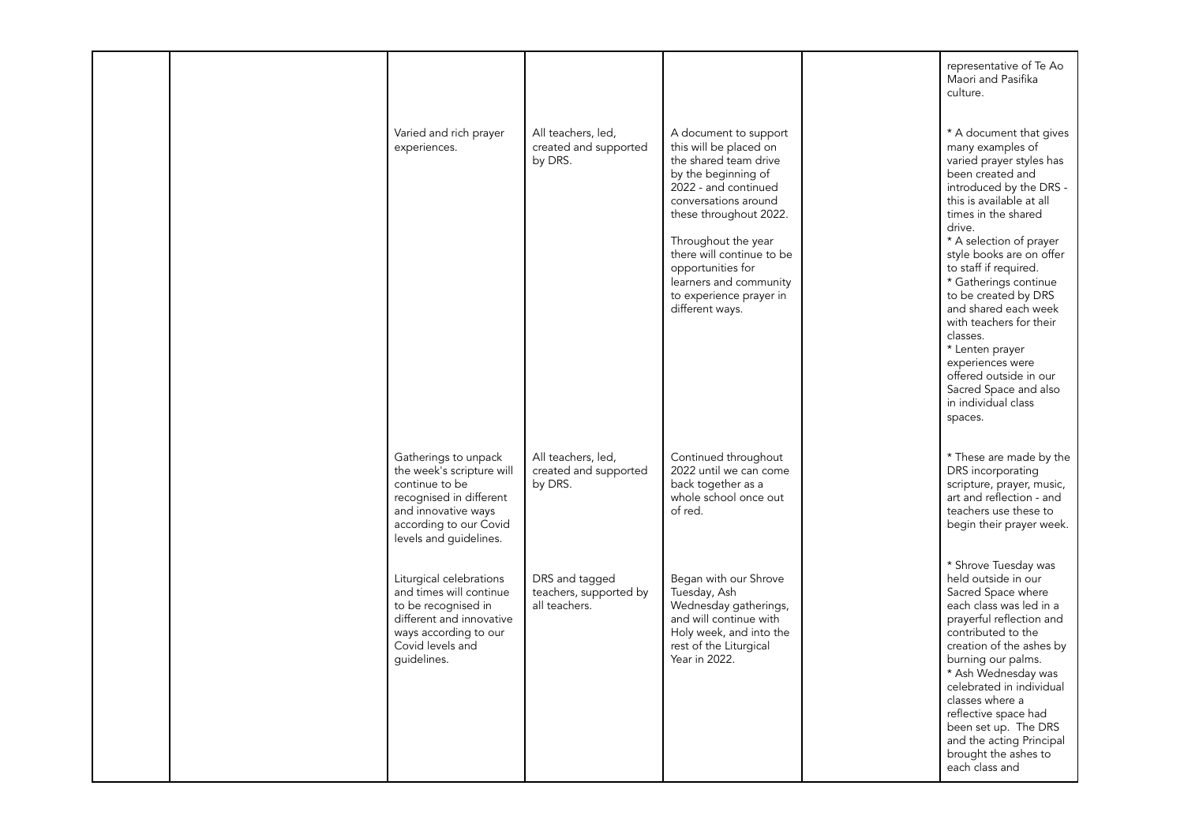|  |  |  |  |  |  |  |
|---|---|---|---|---|---|---|
|  |  |  |  |  |  | representative of Te Ao Maori and Pasifika culture. |
|  |  | Varied and rich prayer experiences. | All teachers, led, created and supported by DRS. | A document to support this will be placed on the shared team drive by the beginning of 2022 - and continued conversations around these throughout 2022.<br><br>Throughout the year there will continue to be opportunities for learners and community to experience prayer in different ways. |  | * A document that gives many examples of varied prayer styles has been created and introduced by the DRS - this is available at all times in the shared drive.<br>* A selection of prayer style books are on offer to staff if required.<br>* Gatherings continue to be created by DRS and shared each week with teachers for their classes.<br>* Lenten prayer experiences were offered outside in our Sacred Space and also in individual class spaces. |
|  |  | Gatherings to unpack the week's scripture will continue to be recognised in different and innovative ways according to our Covid levels and guidelines. | All teachers, led, created and supported by DRS. | Continued throughout 2022 until we can come back together as a whole school once out of red. |  | * These are made by the DRS incorporating scripture, prayer, music, art and reflection - and teachers use these to begin their prayer week. |
|  |  | Liturgical celebrations and times will continue to be recognised in different and innovative ways according to our Covid levels and guidelines. | DRS and tagged teachers, supported by all teachers. | Began with our Shrove Tuesday, Ash Wednesday gatherings, and will continue with Holy week, and into the rest of the Liturgical Year in 2022. |  | * Shrove Tuesday was held outside in our Sacred Space where each class was led in a prayerful reflection and contributed to the creation of the ashes by burning our palms.<br>* Ash Wednesday was celebrated in individual classes where a reflective space had been set up. The DRS and the acting Principal brought the ashes to each class and |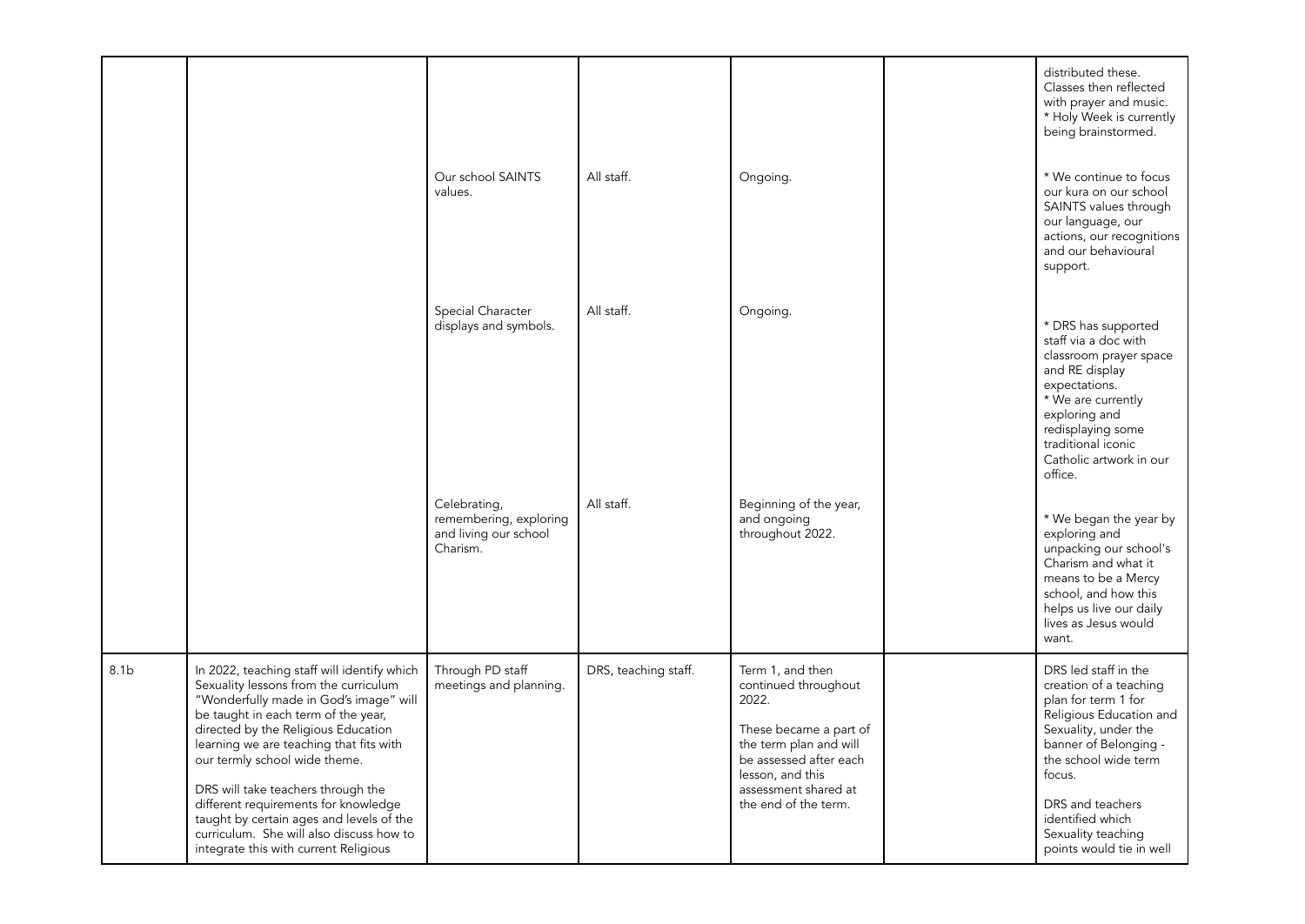| | | | | | | |
|---|---|---|---|---|---|---|
| | | | | | | distributed these. Classes then reflected with prayer and music. * Holy Week is currently being brainstormed. |
| | | Our school SAINTS values. | All staff. | Ongoing. | | * We continue to focus our kura on our school SAINTS values through our language, our actions, our recognitions and our behavioural support. |
| | | Special Character displays and symbols. | All staff. | Ongoing. | | * DRS has supported staff via a doc with classroom prayer space and RE display expectations. * We are currently exploring and redisplaying some traditional iconic Catholic artwork in our office. |
| | | Celebrating, remembering, exploring and living our school Charism. | All staff. | Beginning of the year, and ongoing throughout 2022. | | * We began the year by exploring and unpacking our school's Charism and what it means to be a Mercy school, and how this helps us live our daily lives as Jesus would want. |
| 8.1b | In 2022, teaching staff will identify which Sexuality lessons from the curriculum "Wonderfully made in God's image" will be taught in each term of the year, directed by the Religious Education learning we are teaching that fits with our termly school wide theme.<br><br>DRS will take teachers through the different requirements for knowledge taught by certain ages and levels of the curriculum. She will also discuss how to integrate this with current Religious | Through PD staff meetings and planning. | DRS, teaching staff. | Term 1, and then continued throughout 2022.<br><br>These became a part of the term plan and will be assessed after each lesson, and this assessment shared at the end of the term. | | DRS led staff in the creation of a teaching plan for term 1 for Religious Education and Sexuality, under the banner of Belonging - the school wide term focus.<br><br>DRS and teachers identified which Sexuality teaching points would tie in well |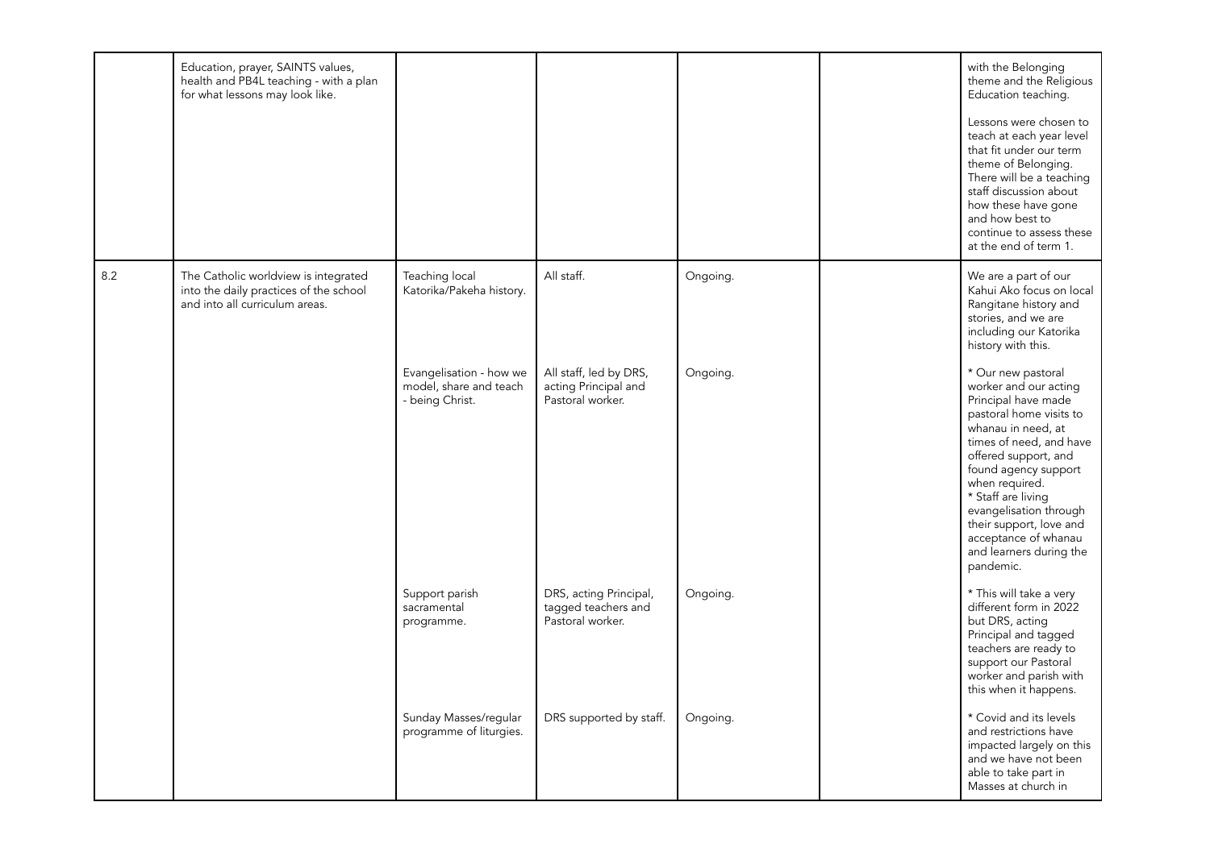| | | | | | | |
|---|---|---|---|---|---|---|
| | Education, prayer, SAINTS values, health and PB4L teaching - with a plan for what lessons may look like. | | | | | with the Belonging theme and the Religious Education teaching.<br><br>Lessons were chosen to teach at each year level that fit under our term theme of Belonging. There will be a teaching staff discussion about how these have gone and how best to continue to assess these at the end of term 1. |
| 8.2 | The Catholic worldview is integrated into the daily practices of the school and into all curriculum areas. | Teaching local Katorika/Pakeha history. | All staff. | Ongoing. | | We are a part of our Kahui Ako focus on local Rangitane history and stories, and we are including our Katorika history with this. |
| | | Evangelisation - how we model, share and teach - being Christ. | All staff, led by DRS, acting Principal and Pastoral worker. | Ongoing. | | * Our new pastoral worker and our acting Principal have made pastoral home visits to whanau in need, at times of need, and have offered support, and found agency support when required.<br>* Staff are living evangelisation through their support, love and acceptance of whanau and learners during the pandemic. |
| | | Support parish sacramental programme. | DRS, acting Principal, tagged teachers and Pastoral worker. | Ongoing. | | * This will take a very different form in 2022 but DRS, acting Principal and tagged teachers are ready to support our Pastoral worker and parish with this when it happens. |
| | | Sunday Masses/regular programme of liturgies. | DRS supported by staff. | Ongoing. | | * Covid and its levels and restrictions have impacted largely on this and we have not been able to take part in Masses at church in |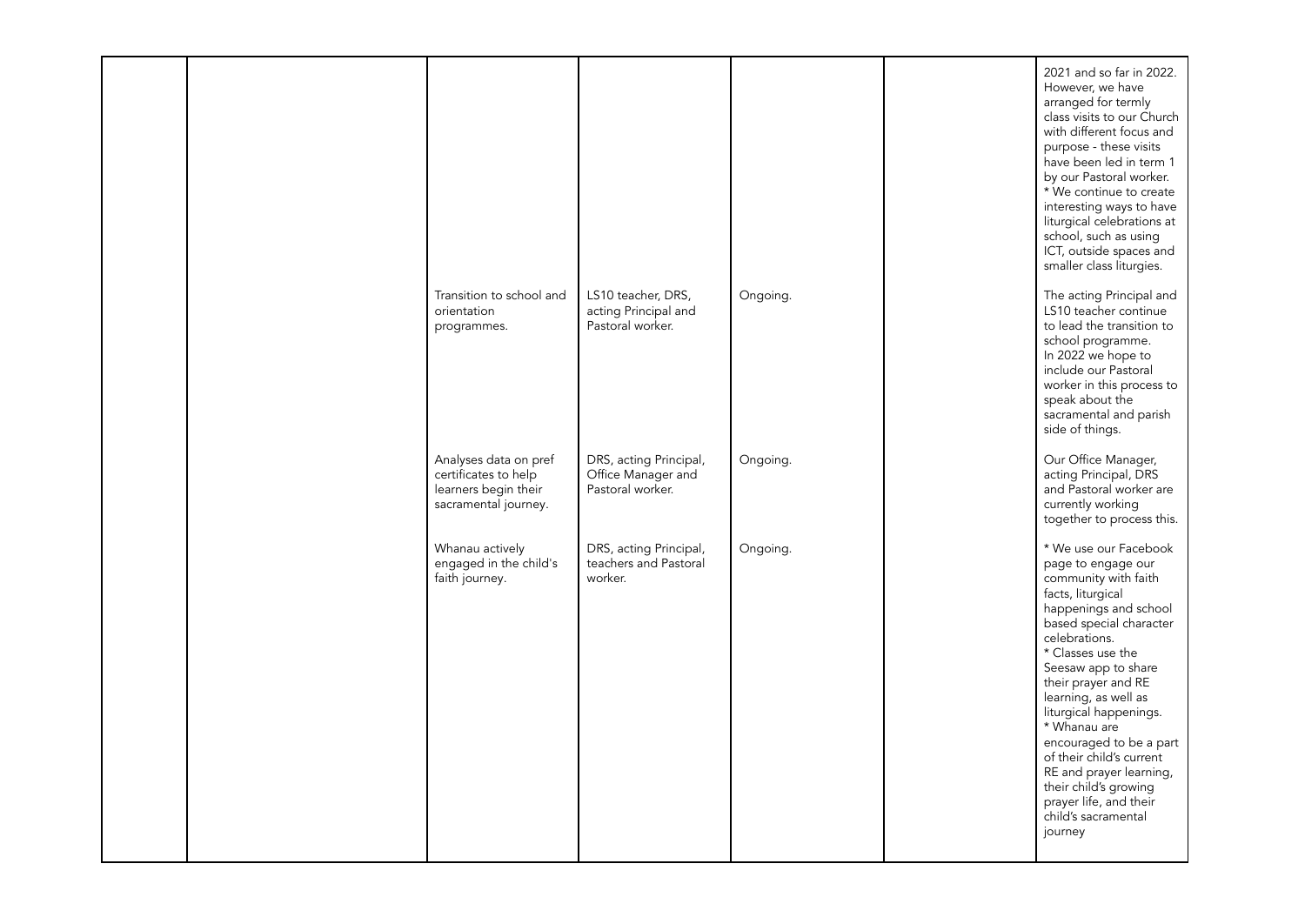|  |  |  |  |  |  |  |
|---|---|---|---|---|---|---|
|  |  |  |  |  |  | 2021 and so far in 2022. However, we have arranged for termly class visits to our Church with different focus and purpose - these visits have been led in term 1 by our Pastoral worker.<br>* We continue to create interesting ways to have liturgical celebrations at school, such as using ICT, outside spaces and smaller class liturgies. |
|  |  | Transition to school and orientation programmes. | LS10 teacher, DRS, acting Principal and Pastoral worker. | Ongoing. |  | The acting Principal and LS10 teacher continue to lead the transition to school programme.<br>In 2022 we hope to include our Pastoral worker in this process to speak about the sacramental and parish side of things. |
|  |  | Analyses data on pref certificates to help learners begin their sacramental journey. | DRS, acting Principal, Office Manager and Pastoral worker. | Ongoing. |  | Our Office Manager, acting Principal, DRS and Pastoral worker are currently working together to process this. |
|  |  | Whanau actively engaged in the child's faith journey. | DRS, acting Principal, teachers and Pastoral worker. | Ongoing. |  | * We use our Facebook page to engage our community with faith facts, liturgical happenings and school based special character celebrations.<br>* Classes use the Seesaw app to share their prayer and RE learning, as well as liturgical happenings.<br>* Whanau are encouraged to be a part of their child's current RE and prayer learning, their child's growing prayer life, and their child's sacramental journey |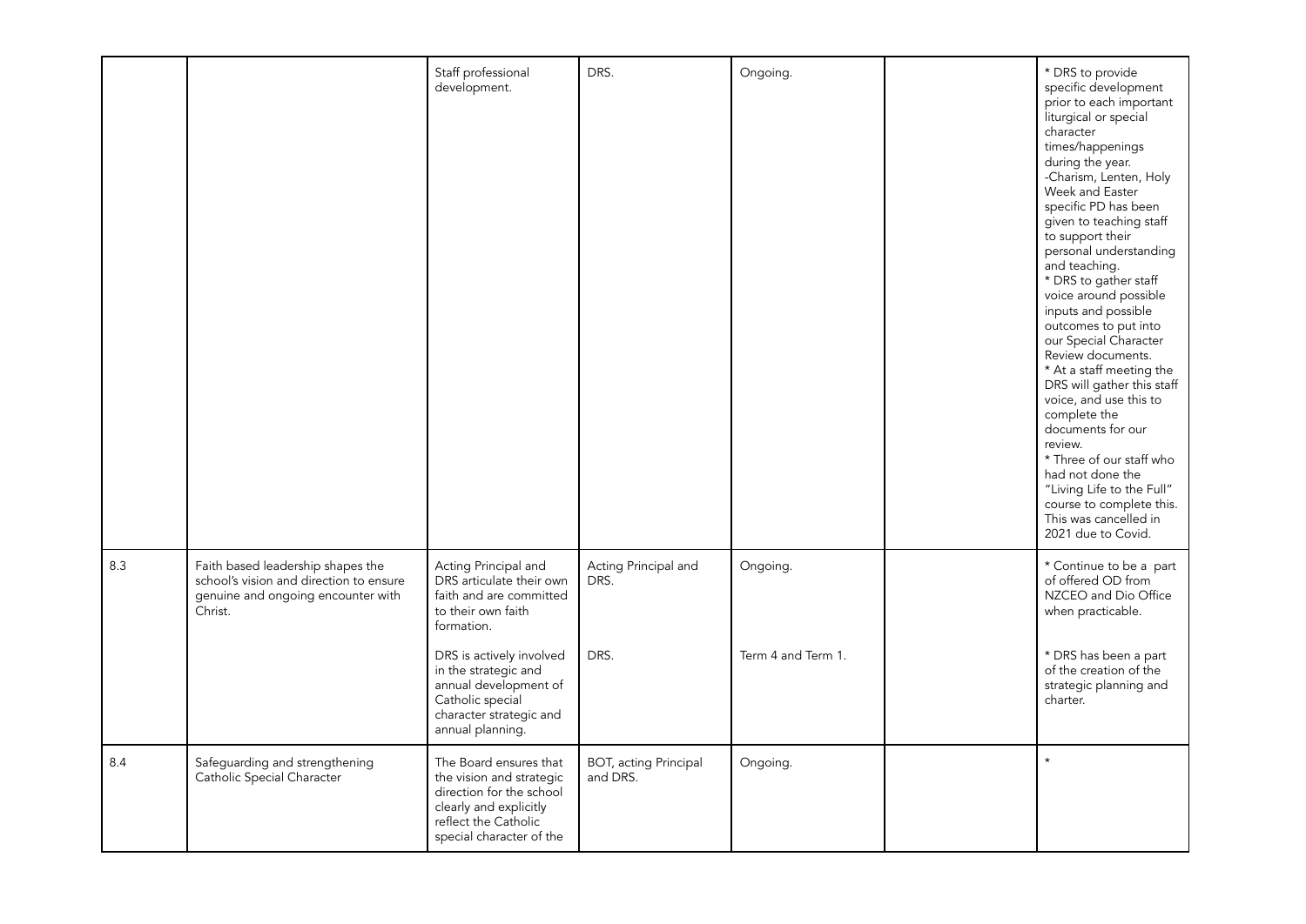| | | | | | | |
|---|---|---|---|---|---|---|
| | | Staff professional development. | DRS. | Ongoing. | | * DRS to provide specific development prior to each important liturgical or special character times/happenings during the year.<br>-Charism, Lenten, Holy Week and Easter specific PD has been given to teaching staff to support their personal understanding and teaching.<br>* DRS to gather staff voice around possible inputs and possible outcomes to put into our Special Character Review documents.<br>* At a staff meeting the DRS will gather this staff voice, and use this to complete the documents for our review.<br>* Three of our staff who had not done the "Living Life to the Full" course to complete this. This was cancelled in 2021 due to Covid. |
| 8.3 | Faith based leadership shapes the school's vision and direction to ensure genuine and ongoing encounter with Christ. | Acting Principal and DRS articulate their own faith and are committed to their own faith formation. | Acting Principal and DRS. | Ongoing. | | * Continue to be a part of offered OD from NZCEO and Dio Office when practicable. |
| | | DRS is actively involved in the strategic and annual development of Catholic special character strategic and annual planning. | DRS. | Term 4 and Term 1. | | * DRS has been a part of the creation of the strategic planning and charter. |
| 8.4 | Safeguarding and strengthening Catholic Special Character | The Board ensures that the vision and strategic direction for the school clearly and explicitly reflect the Catholic special character of the | BOT, acting Principal and DRS. | Ongoing. | | * |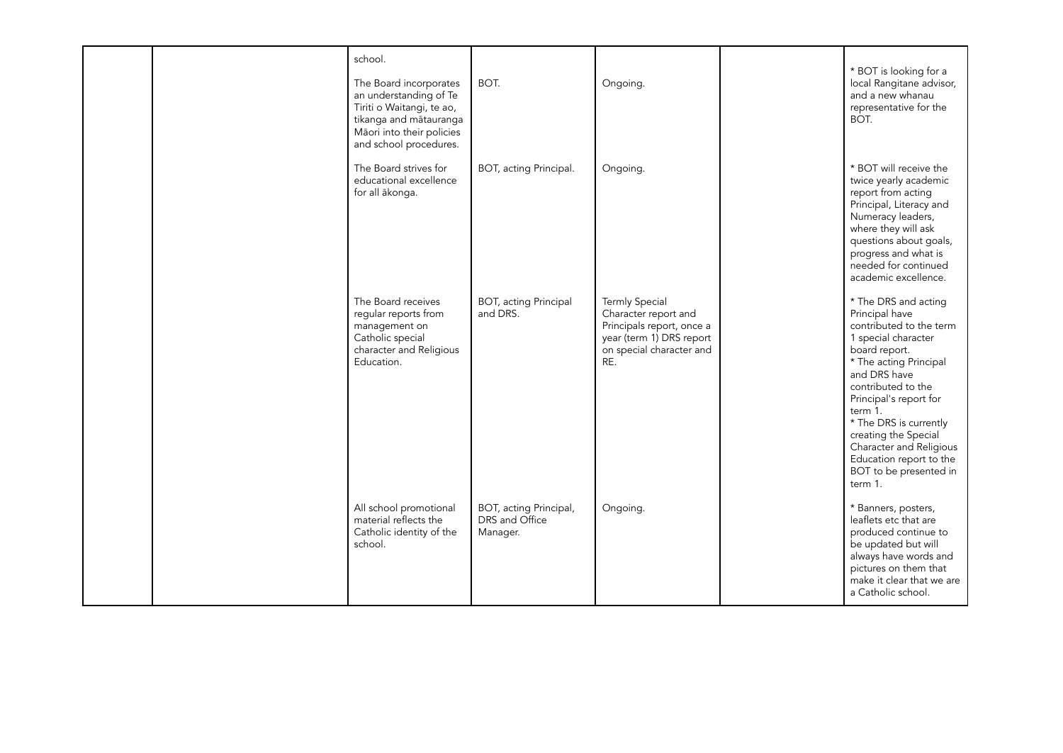|  |  |  |  |  |  |  |
|---|---|---|---|---|---|---|
|  |  | school. |  |  |  |  |
|  |  | The Board incorporates an understanding of Te Tiriti o Waitangi, te ao, tikanga and mātauranga Māori into their policies and school procedures. | BOT. | Ongoing. |  | * BOT is looking for a local Rangitane advisor, and a new whanau representative for the BOT. |
|  |  | The Board strives for educational excellence for all ākonga. | BOT, acting Principal. | Ongoing. |  | * BOT will receive the twice yearly academic report from acting Principal, Literacy and Numeracy leaders, where they will ask questions about goals, progress and what is needed for continued academic excellence. |
|  |  | The Board receives regular reports from management on Catholic special character and Religious Education. | BOT, acting Principal and DRS. | Termly Special Character report and Principals report, once a year (term 1) DRS report on special character and RE. |  | * The DRS and acting Principal have contributed to the term 1 special character board report.<br>* The acting Principal and DRS have contributed to the Principal's report for term 1.<br>* The DRS is currently creating the Special Character and Religious Education report to the BOT to be presented in term 1. |
|  |  | All school promotional material reflects the Catholic identity of the school. | BOT, acting Principal, DRS and Office Manager. | Ongoing. |  | * Banners, posters, leaflets etc that are produced continue to be updated but will always have words and pictures on them that make it clear that we are a Catholic school. |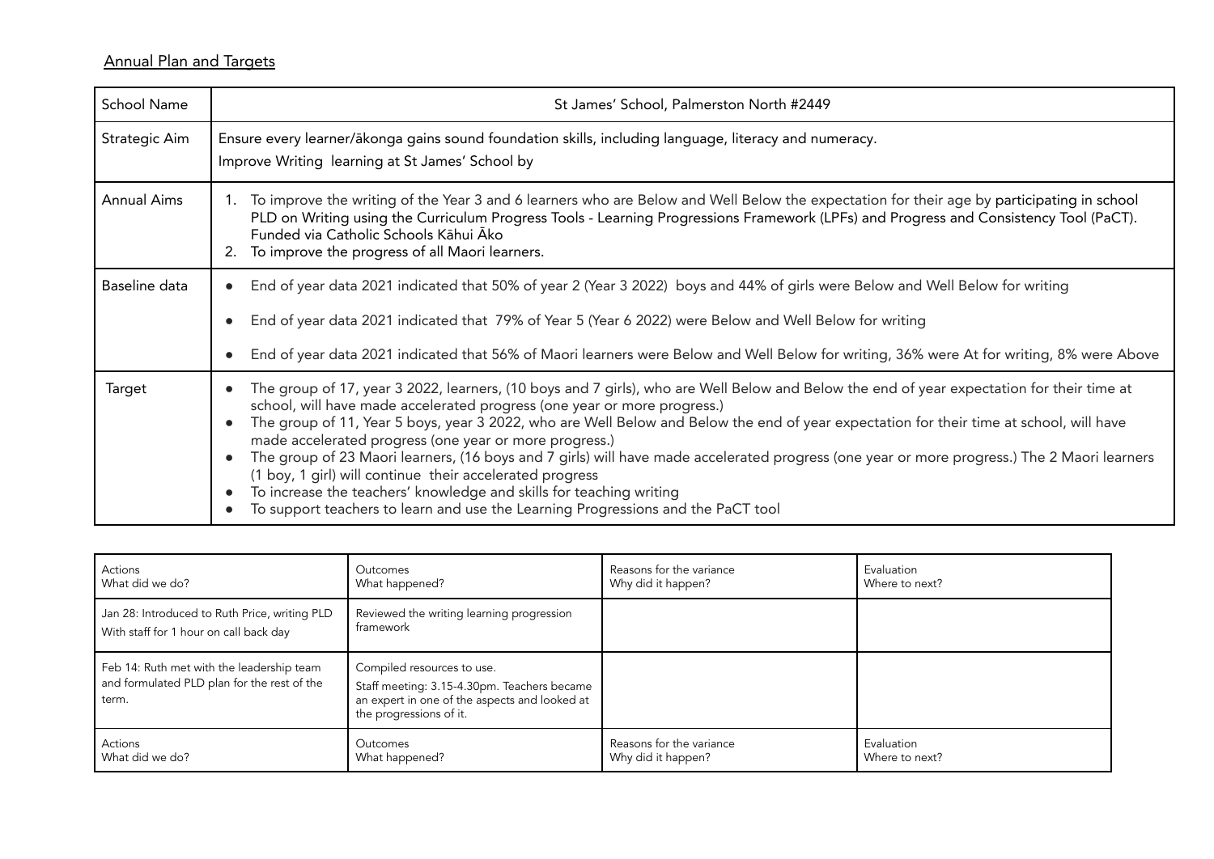Annual Plan and Targets

| | |
|---|---|
| School Name | St James' School, Palmerston North #2449 |
| Strategic Aim | Ensure every learner/ākonga gains sound foundation skills, including language, literacy and numeracy.<br>Improve Writing learning at St James' School by |
| Annual Aims | 1. To improve the writing of the Year 3 and 6 learners who are Below and Well Below the expectation for their age by participating in school PLD on Writing using the Curriculum Progress Tools - Learning Progressions Framework (LPFs) and Progress and Consistency Tool (PaCT). Funded via Catholic Schools Kāhui Āko<br>2. To improve the progress of all Maori learners. |
| Baseline data | • End of year data 2021 indicated that 50% of year 2 (Year 3 2022) boys and 44% of girls were Below and Well Below for writing<br>• End of year data 2021 indicated that 79% of Year 5 (Year 6 2022) were Below and Well Below for writing<br>• End of year data 2021 indicated that 56% of Maori learners were Below and Well Below for writing, 36% were At for writing, 8% were Above |
| Target | • The group of 17, year 3 2022, learners, (10 boys and 7 girls), who are Well Below and Below the end of year expectation for their time at school, will have made accelerated progress (one year or more progress.)<br>• The group of 11, Year 5 boys, year 3 2022, who are Well Below and Below the end of year expectation for their time at school, will have made accelerated progress (one year or more progress.)<br>• The group of 23 Maori learners, (16 boys and 7 girls) will have made accelerated progress (one year or more progress.) The 2 Maori learners (1 boy, 1 girl) will continue their accelerated progress<br>• To increase the teachers' knowledge and skills for teaching writing<br>• To support teachers to learn and use the Learning Progressions and the PaCT tool |

| Actions<br>What did we do? | Outcomes<br>What happened? | Reasons for the variance<br>Why did it happen? | Evaluation<br>Where to next? |
|---|---|---|---|
| Jan 28: Introduced to Ruth Price, writing PLD With staff for 1 hour on call back day | Reviewed the writing learning progression framework | | |
| Feb 14: Ruth met with the leadership team and formulated PLD plan for the rest of the term. | Compiled resources to use.<br>Staff meeting: 3.15-4.30pm. Teachers became an expert in one of the aspects and looked at the progressions of it. | | |
| Actions<br>What did we do? | Outcomes<br>What happened? | Reasons for the variance<br>Why did it happen? | Evaluation<br>Where to next? |